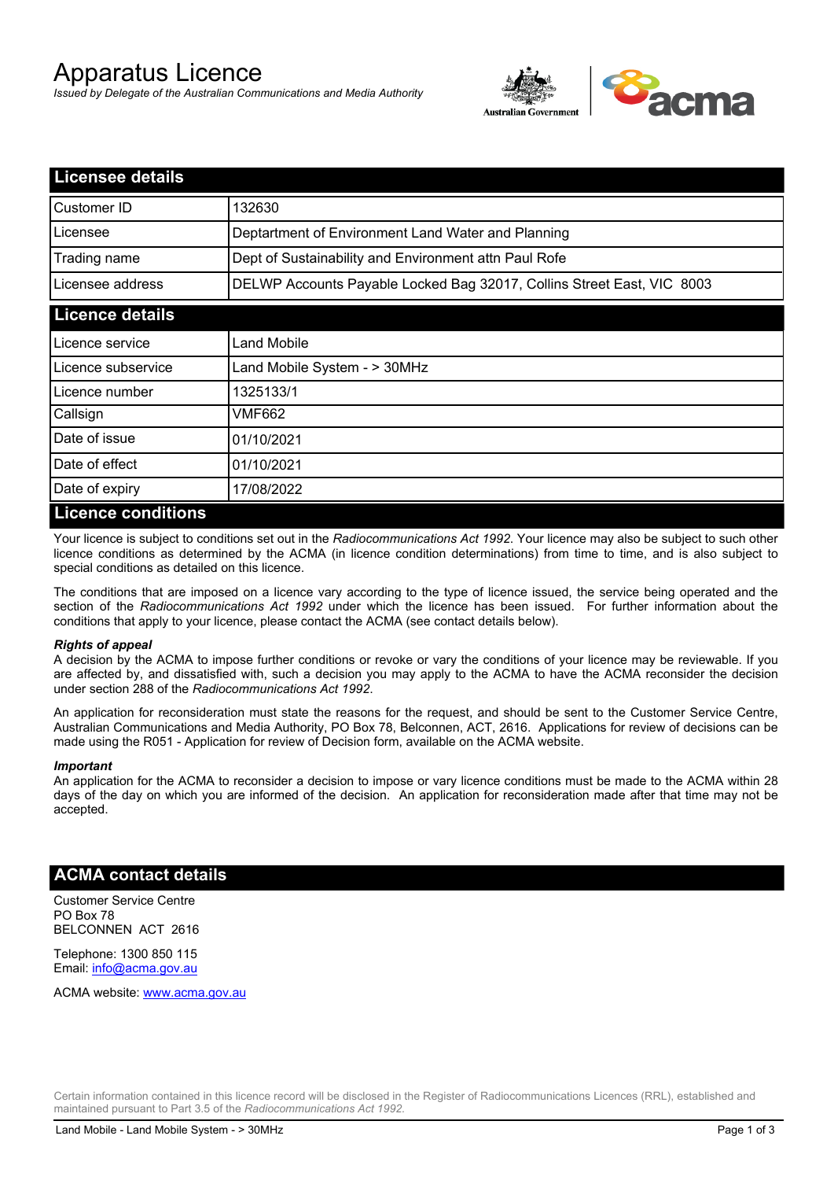# Apparatus Licence

*Issued by Delegate of the Australian Communications and Media Authority*

## Licensee details

| | |
|---|---|
| Customer ID | 132630 |
| Licensee | Deptartment of Environment Land Water and Planning |
| Trading name | Dept of Sustainability and Environment attn Paul Rofe |
| Licensee address | DELWP Accounts Payable Locked Bag 32017, Collins Street East, VIC 8003 |

## Licence details

| | |
|---|---|
| Licence service | Land Mobile |
| Licence subservice | Land Mobile System - > 30MHz |
| Licence number | 1325133/1 |
| Callsign | VMF662 |
| Date of issue | 01/10/2021 |
| Date of effect | 01/10/2021 |
| Date of expiry | 17/08/2022 |

## Licence conditions

Your licence is subject to conditions set out in the *Radiocommunications Act 1992*. Your licence may also be subject to such other licence conditions as determined by the ACMA (in licence condition determinations) from time to time, and is also subject to special conditions as detailed on this licence.

The conditions that are imposed on a licence vary according to the type of licence issued, the service being operated and the section of the *Radiocommunications Act 1992* under which the licence has been issued. For further information about the conditions that apply to your licence, please contact the ACMA (see contact details below).

***Rights of appeal***

A decision by the ACMA to impose further conditions or revoke or vary the conditions of your licence may be reviewable. If you are affected by, and dissatisfied with, such a decision you may apply to the ACMA to have the ACMA reconsider the decision under section 288 of the *Radiocommunications Act 1992*.

An application for reconsideration must state the reasons for the request, and should be sent to the Customer Service Centre, Australian Communications and Media Authority, PO Box 78, Belconnen, ACT, 2616. Applications for review of decisions can be made using the R051 - Application for review of Decision form, available on the ACMA website.

***Important***

An application for the ACMA to reconsider a decision to impose or vary licence conditions must be made to the ACMA within 28 days of the day on which you are informed of the decision. An application for reconsideration made after that time may not be accepted.

## ACMA contact details

Customer Service Centre
PO Box 78
BELCONNEN ACT 2616

Telephone: 1300 850 115
Email: info@acma.gov.au

ACMA website: www.acma.gov.au

Certain information contained in this licence record will be disclosed in the Register of Radiocommunications Licences (RRL), established and maintained pursuant to Part 3.5 of the *Radiocommunications Act 1992*.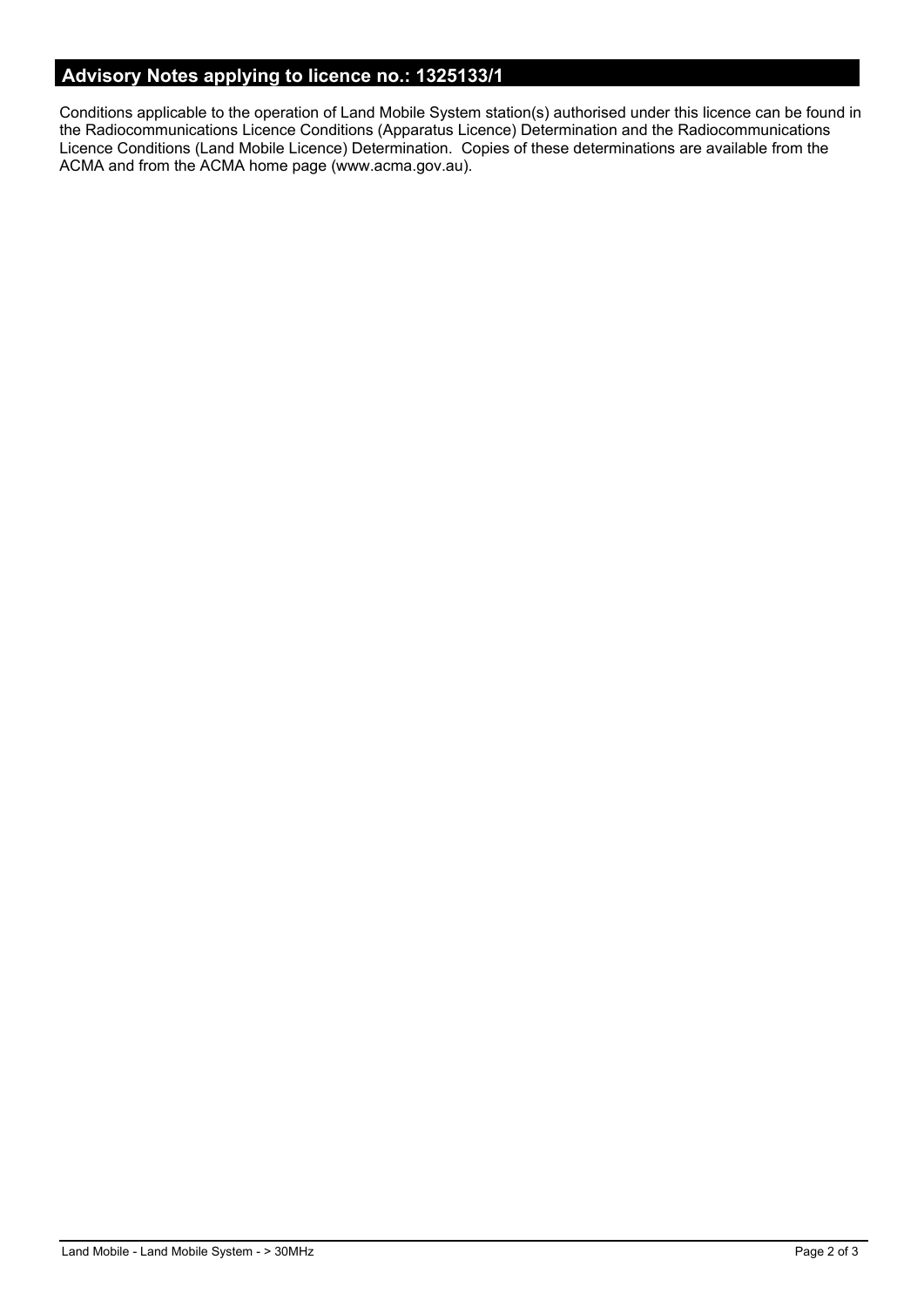## Advisory Notes applying to licence no.: 1325133/1

Conditions applicable to the operation of Land Mobile System station(s) authorised under this licence can be found in the Radiocommunications Licence Conditions (Apparatus Licence) Determination and the Radiocommunications Licence Conditions (Land Mobile Licence) Determination. Copies of these determinations are available from the ACMA and from the ACMA home page (www.acma.gov.au).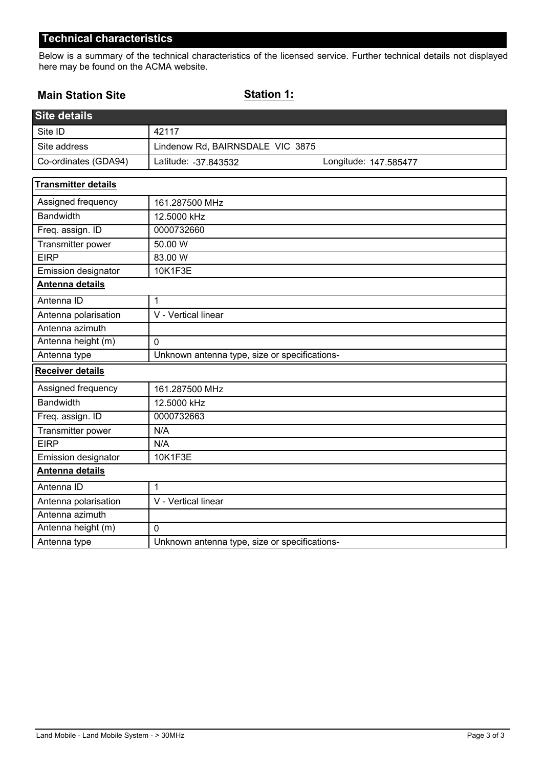## Technical characteristics

Below is a summary of the technical characteristics of the licensed service. Further technical details not displayed here may be found on the ACMA website.

**Main Station Site** **Station 1:**

| Site details | | |
|---|---|---|
| Site ID | 42117 | |
| Site address | Lindenow Rd, BAIRNSDALE VIC 3875 | |
| Co-ordinates (GDA94) | Latitude: -37.843532 | Longitude: 147.585477 |

| Transmitter details | |
|---|---|
| Assigned frequency | 161.287500 MHz |
| Bandwidth | 12.5000 kHz |
| Freq. assign. ID | 0000732660 |
| Transmitter power | 50.00 W |
| EIRP | 83.00 W |
| Emission designator | 10K1F3E |
| **Antenna details** | |
| Antenna ID | 1 |
| Antenna polarisation | V - Vertical linear |
| Antenna azimuth | |
| Antenna height (m) | 0 |
| Antenna type | Unknown antenna type, size or specifications- |

| Receiver details | |
|---|---|
| Assigned frequency | 161.287500 MHz |
| Bandwidth | 12.5000 kHz |
| Freq. assign. ID | 0000732663 |
| Transmitter power | N/A |
| EIRP | N/A |
| Emission designator | 10K1F3E |
| **Antenna details** | |
| Antenna ID | 1 |
| Antenna polarisation | V - Vertical linear |
| Antenna azimuth | |
| Antenna height (m) | 0 |
| Antenna type | Unknown antenna type, size or specifications- |

Land Mobile - Land Mobile System - > 30MHz